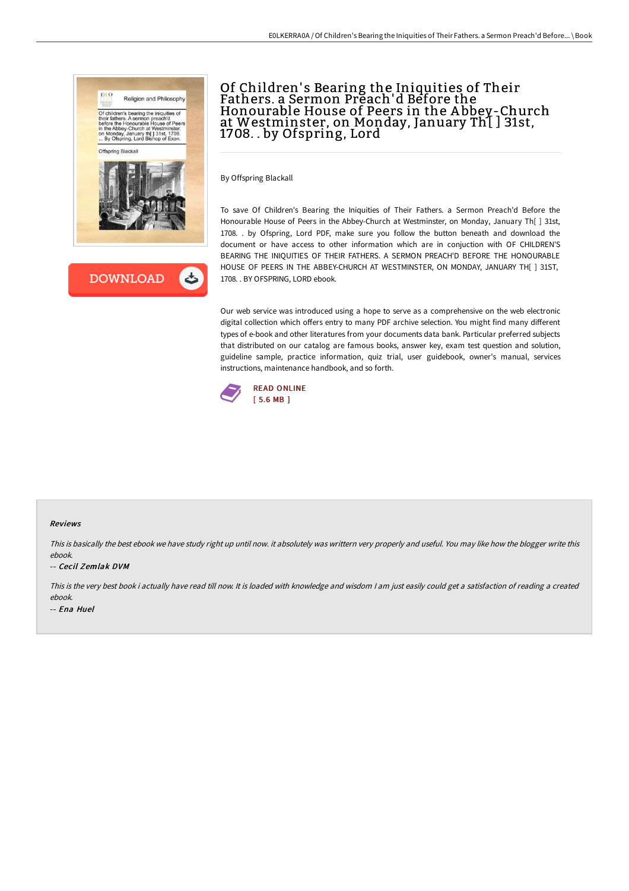# Of Children's Bearing the Iniquities of Their Fathers. a Sermon Preach'd Before the Honourable House of Peers in the Abbey-Church at Westminster, on Monday, January Th[ ] 31st, 1708. . by Ofspring, Lord

By Offspring Blackall

To save Of Children's Bearing the Iniquities of Their Fathers. a Sermon Preach'd Before the Honourable House of Peers in the Abbey-Church at Westminster, on Monday, January Th[ ] 31st, 1708. . by Ofspring, Lord PDF, make sure you follow the button beneath and download the document or have access to other information which are in conjuction with OF CHILDREN'S BEARING THE INIQUITIES OF THEIR FATHERS. A SERMON PREACH'D BEFORE THE HONOURABLE HOUSE OF PEERS IN THE ABBEY-CHURCH AT WESTMINSTER, ON MONDAY, JANUARY TH[ ] 31ST, 1708. . BY OFSPRING, LORD ebook.

Our web service was introduced using a hope to serve as a comprehensive on the web electronic digital collection which offers entry to many PDF archive selection. You might find many different types of e-book and other literatures from your documents data bank. Particular preferred subjects that distributed on our catalog are famous books, answer key, exam test question and solution, guideline sample, practice information, quiz trial, user guidebook, owner's manual, services instructions, maintenance handbook, and so forth.

READ ONLINE
[ 5.6 MB ]

DOWNLOAD

## Reviews

*This is basically the best ebook we have study right up until now. it absolutely was writtern very properly and useful. You may like how the blogger write this ebook.*

*-- Cecil Zemlak DVM*

*This is the very best book i actually have read till now. It is loaded with knowledge and wisdom I am just easily could get a satisfaction of reading a created ebook.*

*-- Ena Huel*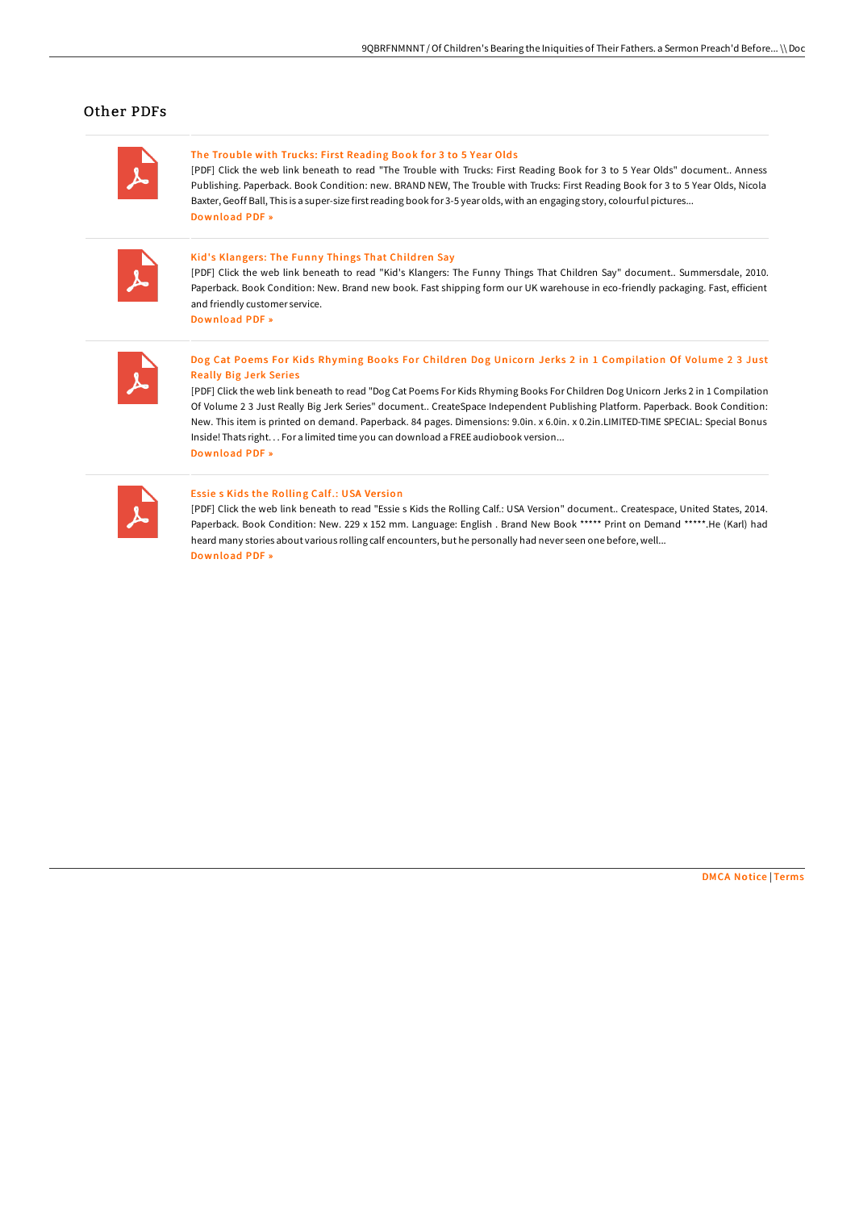## Other PDFs

### The Trouble with Trucks: First Reading Book for 3 to 5 Year Olds

[PDF] Click the web link beneath to read "The Trouble with Trucks: First Reading Book for 3 to 5 Year Olds" document.. Anness Publishing. Paperback. Book Condition: new. BRAND NEW, The Trouble with Trucks: First Reading Book for 3 to 5 Year Olds, Nicola Baxter, Geoff Ball, This is a super-size first reading book for 3-5 year olds, with an engaging story, colourful pictures...
Download PDF »

### Kid's Klangers: The Funny Things That Children Say

[PDF] Click the web link beneath to read "Kid's Klangers: The Funny Things That Children Say" document.. Summersdale, 2010. Paperback. Book Condition: New. Brand new book. Fast shipping form our UK warehouse in eco-friendly packaging. Fast, efficient and friendly customer service.
Download PDF »

### Dog Cat Poems For Kids Rhyming Books For Children Dog Unicorn Jerks 2 in 1 Compilation Of Volume 2 3 Just Really Big Jerk Series

[PDF] Click the web link beneath to read "Dog Cat Poems For Kids Rhyming Books For Children Dog Unicorn Jerks 2 in 1 Compilation Of Volume 2 3 Just Really Big Jerk Series" document.. CreateSpace Independent Publishing Platform. Paperback. Book Condition: New. This item is printed on demand. Paperback. 84 pages. Dimensions: 9.0in. x 6.0in. x 0.2in.LIMITED-TIME SPECIAL: Special Bonus Inside! Thats right. . . For a limited time you can download a FREE audiobook version...
Download PDF »

### Essie s Kids the Rolling Calf.: USA Version

[PDF] Click the web link beneath to read "Essie s Kids the Rolling Calf.: USA Version" document.. Createspace, United States, 2014. Paperback. Book Condition: New. 229 x 152 mm. Language: English . Brand New Book ***** Print on Demand *****.He (Karl) had heard many stories about various rolling calf encounters, but he personally had never seen one before, well...
Download PDF »